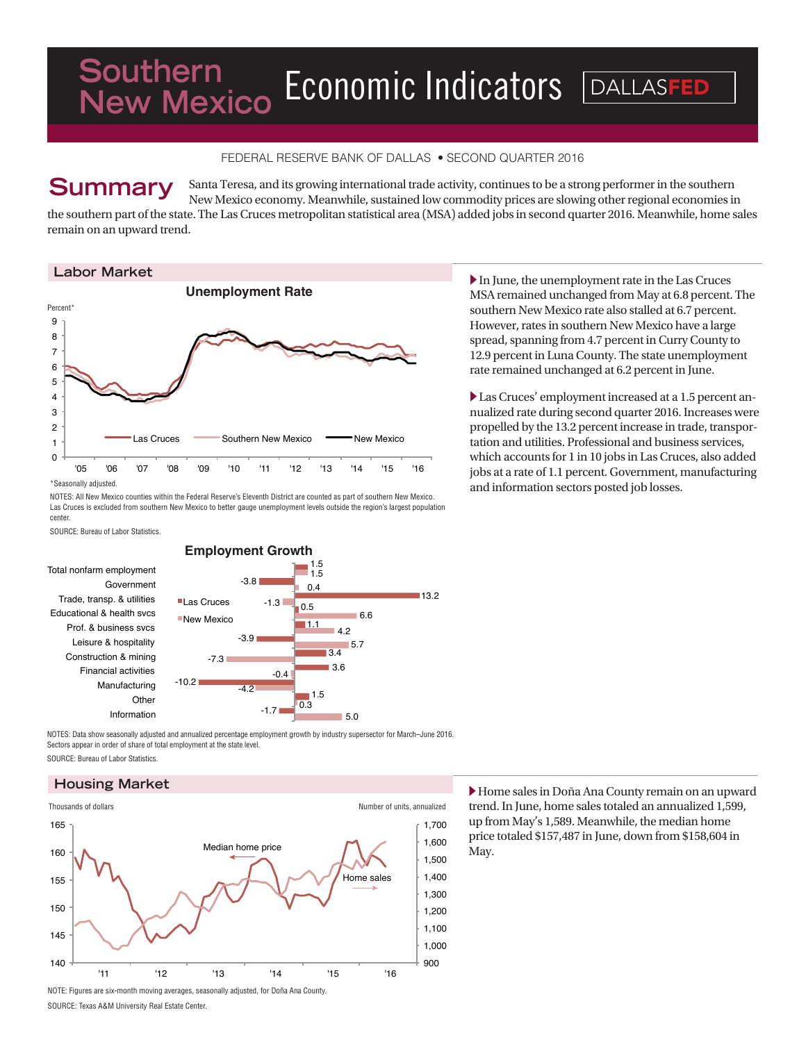# Southern New Mexico Economic Indicators

DALLASFED

FEDERAL RESERVE BANK OF DALLAS • SECOND QUARTER 2016

## Summary

Santa Teresa, and its growing international trade activity, continues to be a strong performer in the southern New Mexico economy. Meanwhile, sustained low commodity prices are slowing other regional economies in the southern part of the state. The Las Cruces metropolitan statistical area (MSA) added jobs in second quarter 2016. Meanwhile, home sales remain on an upward trend.

## Labor Market

### Unemployment Rate

Percent*

Las Cruces | Southern New Mexico | New Mexico

*Seasonally adjusted.

NOTES: All New Mexico counties within the Federal Reserve's Eleventh District are counted as part of southern New Mexico. Las Cruces is excluded from southern New Mexico to better gauge unemployment levels outside the region's largest population center.

SOURCE: Bureau of Labor Statistics.

▶ In June, the unemployment rate in the Las Cruces MSA remained unchanged from May at 6.8 percent. The southern New Mexico rate also stalled at 6.7 percent. However, rates in southern New Mexico have a large spread, spanning from 4.7 percent in Curry County to 12.9 percent in Luna County. The state unemployment rate remained unchanged at 6.2 percent in June.

▶ Las Cruces' employment increased at a 1.5 percent annualized rate during second quarter 2016. Increases were propelled by the 13.2 percent increase in trade, transportation and utilities. Professional and business services, which accounts for 1 in 10 jobs in Las Cruces, also added jobs at a rate of 1.1 percent. Government, manufacturing and information sectors posted job losses.

### Employment Growth

| Sector | Las Cruces | New Mexico |
|---|---|---|
| Total nonfarm employment | 1.5 | 1.5 |
| Government | -3.8 | 0.4 |
| Trade, transp. & utilities | 13.2 | -1.3 |
| Educational & health svcs | 0.5 | 6.6 |
| Prof. & business svcs | 1.1 | 4.2 |
| Leisure & hospitality | -3.9 | 5.7 |
| Construction & mining | 3.4 | -7.3 |
| Financial activities | 3.6 | -0.4 |
| Manufacturing | -10.2 | -4.2 |
| Other | 1.5 | 0.3 |
| Information | -1.7 | 5.0 |

NOTES: Data show seasonally adjusted and annualized percentage employment growth by industry supersector for March–June 2016. Sectors appear in order of share of total employment at the state level.

SOURCE: Bureau of Labor Statistics.

## Housing Market

Thousands of dollars | Number of units, annualized

Median home price | Home sales

NOTE: Figures are six-month moving averages, seasonally adjusted, for Doña Ana County.

SOURCE: Texas A&M University Real Estate Center.

▶ Home sales in Doña Ana County remain on an upward trend. In June, home sales totaled an annualized 1,599, up from May's 1,589. Meanwhile, the median home price totaled $157,487 in June, down from $158,604 in May.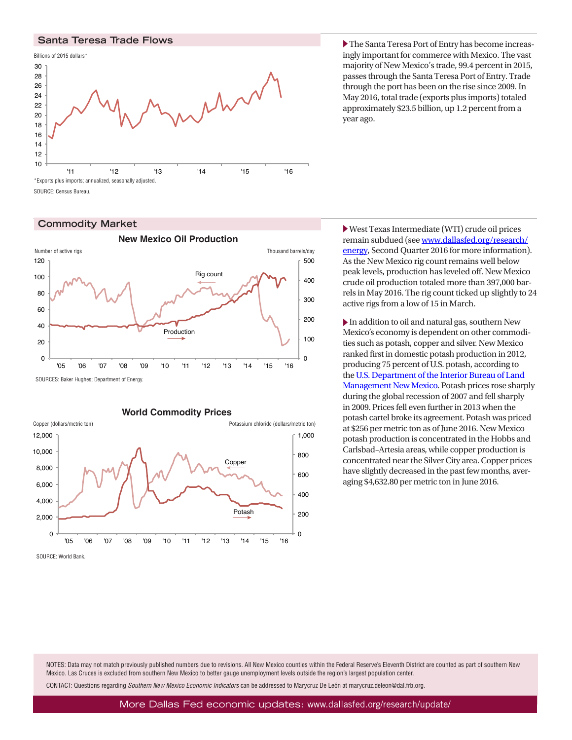## Santa Teresa Trade Flows

Billions of 2015 dollars*

30
28
26
24
22
20
18
16
14
12
10

'11 '12 '13 '14 '15 '16

*Exports plus imports; annualized, seasonally adjusted.

SOURCE: Census Bureau.

The Santa Teresa Port of Entry has become increasingly important for commerce with Mexico. The vast majority of New Mexico's trade, 99.4 percent in 2015, passes through the Santa Teresa Port of Entry. Trade through the port has been on the rise since 2009. In May 2016, total trade (exports plus imports) totaled approximately $23.5 billion, up 1.2 percent from a year ago.

## Commodity Market

### New Mexico Oil Production

Number of active rigs

Thousand barrels/day

120 100 80 60 40 20 0

500 400 300 200 100 0

Rig count

Production

'05 '06 '07 '08 '09 '10 '11 '12 '13 '14 '15 '16

SOURCES: Baker Hughes; Department of Energy.

### World Commodity Prices

Copper (dollars/metric ton)

Potassium chloride (dollars/metric ton)

12,000 10,000 8,000 6,000 4,000 2,000 0

1,000 800 600 400 200 0

Copper

Potash

'05 '06 '07 '08 '09 '10 '11 '12 '13 '14 '15 '16

SOURCE: World Bank.

West Texas Intermediate (WTI) crude oil prices remain subdued (see www.dallasfed.org/research/energy, Second Quarter 2016 for more information). As the New Mexico rig count remains well below peak levels, production has leveled off. New Mexico crude oil production totaled more than 397,000 barrels in May 2016. The rig count ticked up slightly to 24 active rigs from a low of 15 in March.

In addition to oil and natural gas, southern New Mexico's economy is dependent on other commodities such as potash, copper and silver. New Mexico ranked first in domestic potash production in 2012, producing 75 percent of U.S. potash, according to the U.S. Department of the Interior Bureau of Land Management New Mexico. Potash prices rose sharply during the global recession of 2007 and fell sharply in 2009. Prices fell even further in 2013 when the potash cartel broke its agreement. Potash was priced at $256 per metric ton as of June 2016. New Mexico potash production is concentrated in the Hobbs and Carlsbad–Artesia areas, while copper production is concentrated near the Silver City area. Copper prices have slightly decreased in the past few months, averaging $4,632.80 per metric ton in June 2016.

NOTES: Data may not match previously published numbers due to revisions. All New Mexico counties within the Federal Reserve's Eleventh District are counted as part of southern New Mexico. Las Cruces is excluded from southern New Mexico to better gauge unemployment levels outside the region's largest population center.

CONTACT: Questions regarding *Southern New Mexico Economic Indicators* can be addressed to Marycruz De León at marycruz.deleon@dal.frb.org.

More Dallas Fed economic updates: www.dallasfed.org/research/update/